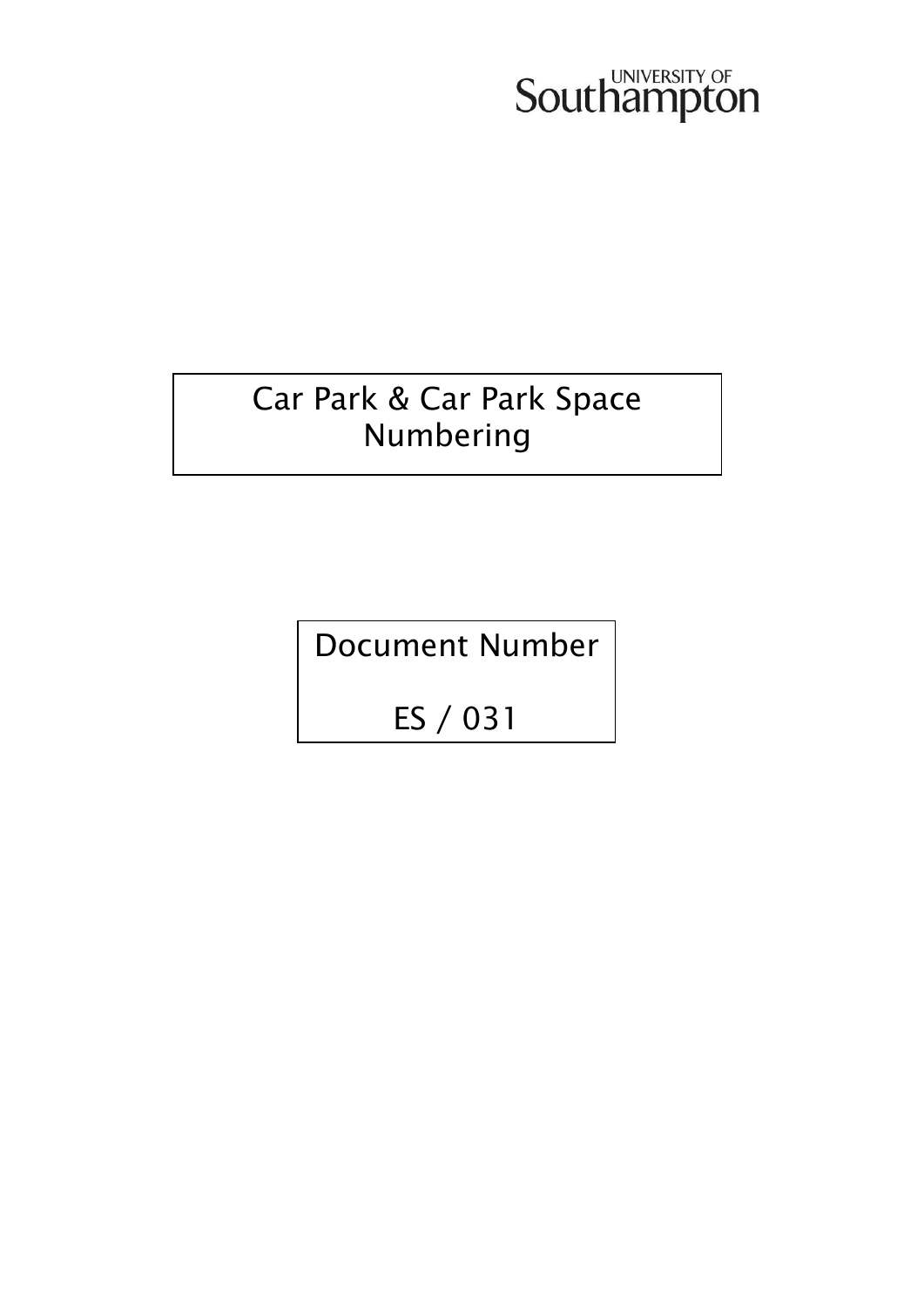University of Southampton

# Car Park & Car Park Space Numbering

Document Number

ES / 031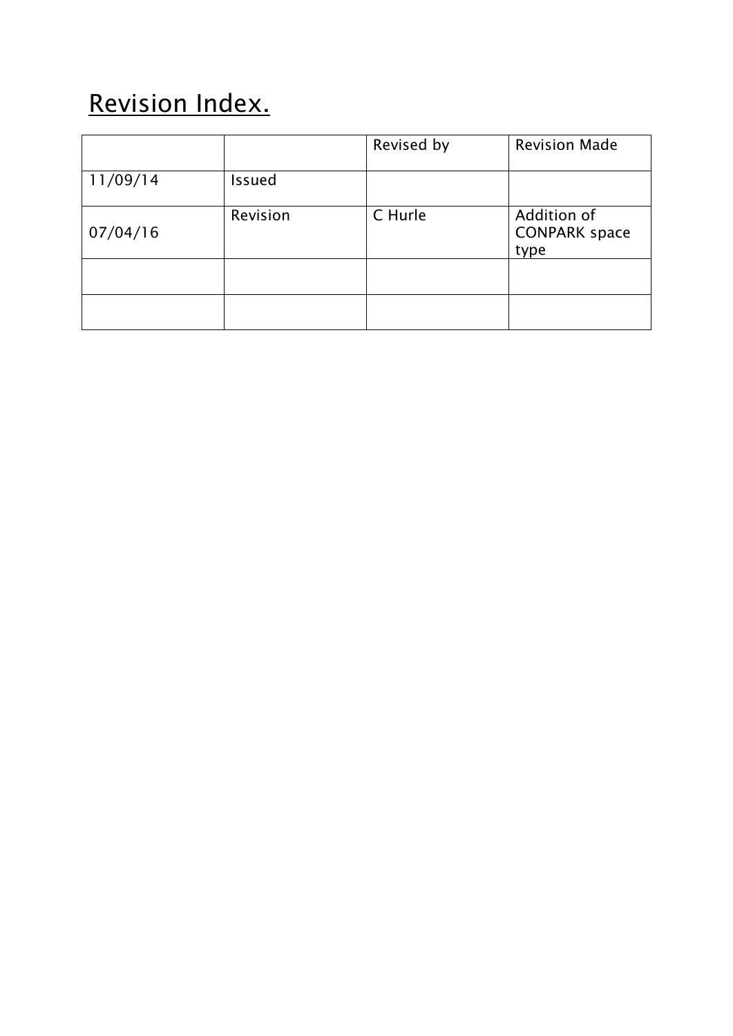# Revision Index.

| | | Revised by | Revision Made |
|---|---|---|---|
| 11/09/14 | Issued | | |
| 07/04/16 | Revision | C Hurle | Addition of CONPARK space type |
| | | | |
| | | | |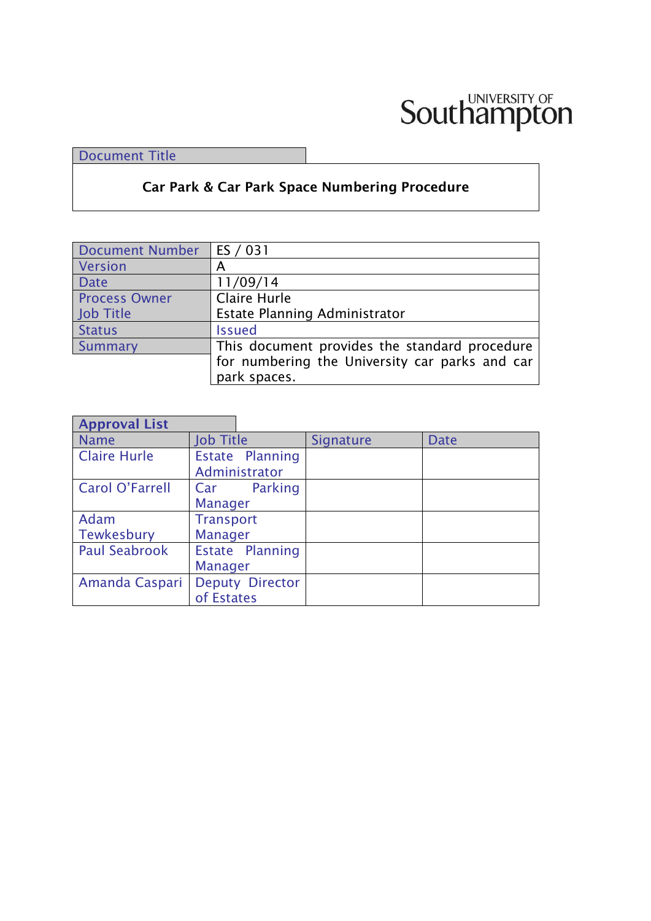UNIVERSITY OF Southampton

| Document Title |
| --- |
| **Car Park & Car Park Space Numbering Procedure** |

| Document Number | ES / 031 |
| --- | --- |
| Version | A |
| Date | 11/09/14 |
| Process Owner<br>Job Title | Claire Hurle<br>Estate Planning Administrator |
| Status | Issued |
| Summary | This document provides the standard procedure for numbering the University car parks and car park spaces. |

**Approval List**

| Name | Job Title | Signature | Date |
| --- | --- | --- | --- |
| Claire Hurle | Estate Planning Administrator | | |
| Carol O'Farrell | Car Parking Manager | | |
| Adam Tewkesbury | Transport Manager | | |
| Paul Seabrook | Estate Planning Manager | | |
| Amanda Caspari | Deputy Director of Estates | | |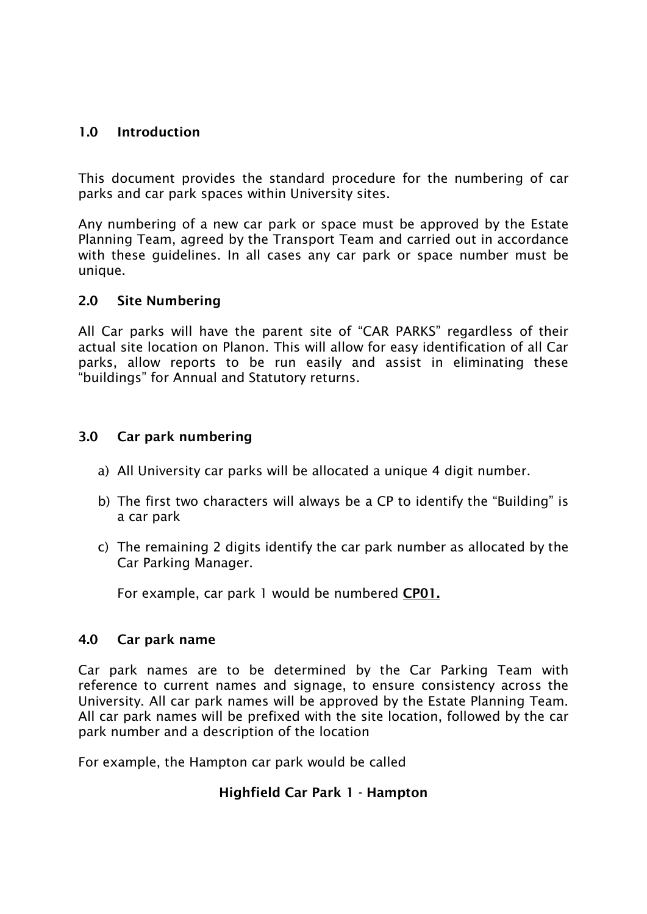## 1.0 Introduction

This document provides the standard procedure for the numbering of car parks and car park spaces within University sites.

Any numbering of a new car park or space must be approved by the Estate Planning Team, agreed by the Transport Team and carried out in accordance with these guidelines. In all cases any car park or space number must be unique.

## 2.0 Site Numbering

All Car parks will have the parent site of “CAR PARKS” regardless of their actual site location on Planon. This will allow for easy identification of all Car parks, allow reports to be run easily and assist in eliminating these “buildings” for Annual and Statutory returns.

## 3.0 Car park numbering

a) All University car parks will be allocated a unique 4 digit number.

b) The first two characters will always be a CP to identify the “Building” is a car park

c) The remaining 2 digits identify the car park number as allocated by the Car Parking Manager.

   For example, car park 1 would be numbered <u>**CP01.**</u>

## 4.0 Car park name

Car park names are to be determined by the Car Parking Team with reference to current names and signage, to ensure consistency across the University. All car park names will be approved by the Estate Planning Team. All car park names will be prefixed with the site location, followed by the car park number and a description of the location

For example, the Hampton car park would be called

**Highfield Car Park 1 - Hampton**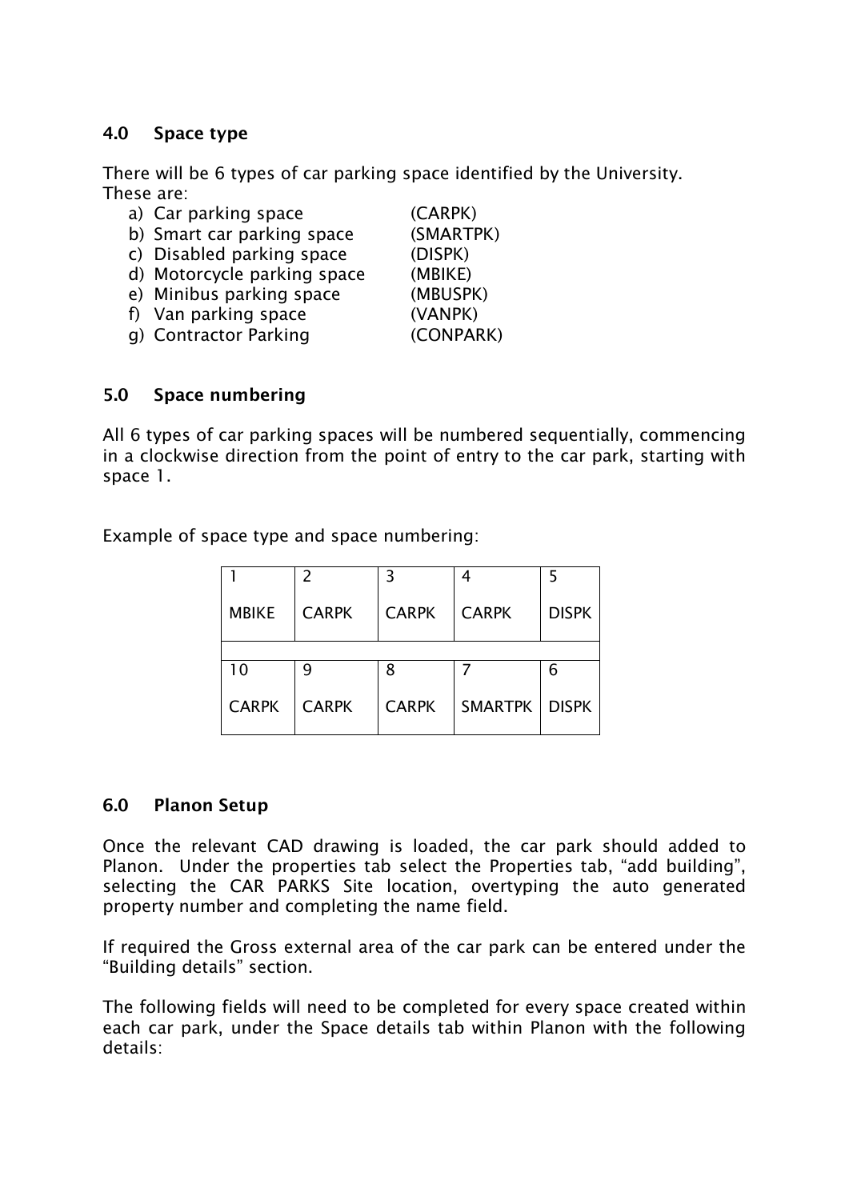## 4.0 Space type

There will be 6 types of car parking space identified by the University. These are:

a) Car parking space (CARPK)
b) Smart car parking space (SMARTPK)
c) Disabled parking space (DISPK)
d) Motorcycle parking space (MBIKE)
e) Minibus parking space (MBUSPK)
f) Van parking space (VANPK)
g) Contractor Parking (CONPARK)

## 5.0 Space numbering

All 6 types of car parking spaces will be numbered sequentially, commencing in a clockwise direction from the point of entry to the car park, starting with space 1.

Example of space type and space numbering:

| 1<br>MBIKE | 2<br>CARPK | 3<br>CARPK | 4<br>CARPK | 5<br>DISPK |
|---|---|---|---|---|
| | | | | |
| 10<br>CARPK | 9<br>CARPK | 8<br>CARPK | 7<br>SMARTPK | 6<br>DISPK |

## 6.0 Planon Setup

Once the relevant CAD drawing is loaded, the car park should added to Planon. Under the properties tab select the Properties tab, "add building", selecting the CAR PARKS Site location, overtyping the auto generated property number and completing the name field.

If required the Gross external area of the car park can be entered under the "Building details" section.

The following fields will need to be completed for every space created within each car park, under the Space details tab within Planon with the following details: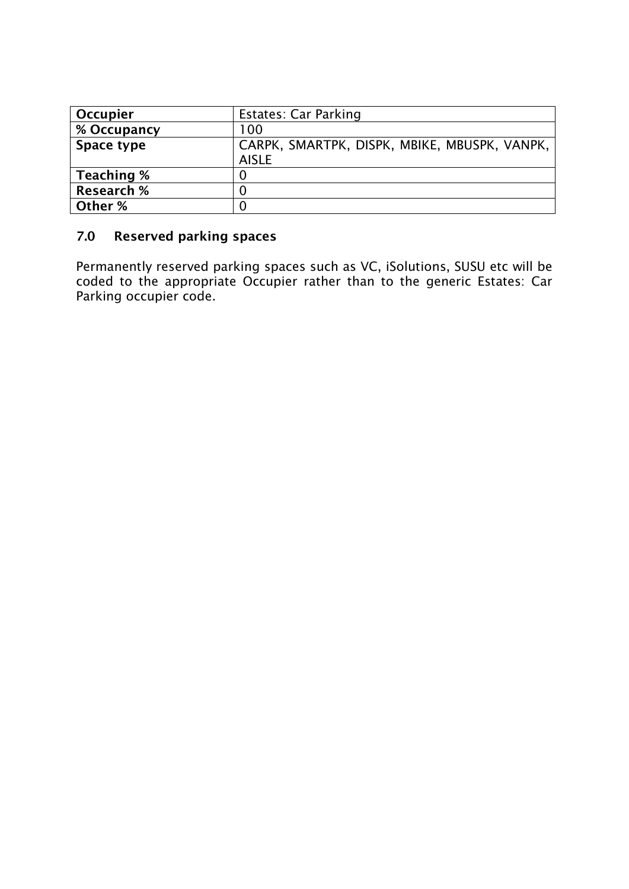| | |
|---|---|
| **Occupier** | Estates: Car Parking |
| **% Occupancy** | 100 |
| **Space type** | CARPK, SMARTPK, DISPK, MBIKE, MBUSPK, VANPK, AISLE |
| **Teaching %** | 0 |
| **Research %** | 0 |
| **Other %** | 0 |

## 7.0 Reserved parking spaces

Permanently reserved parking spaces such as VC, iSolutions, SUSU etc will be coded to the appropriate Occupier rather than to the generic Estates: Car Parking occupier code.